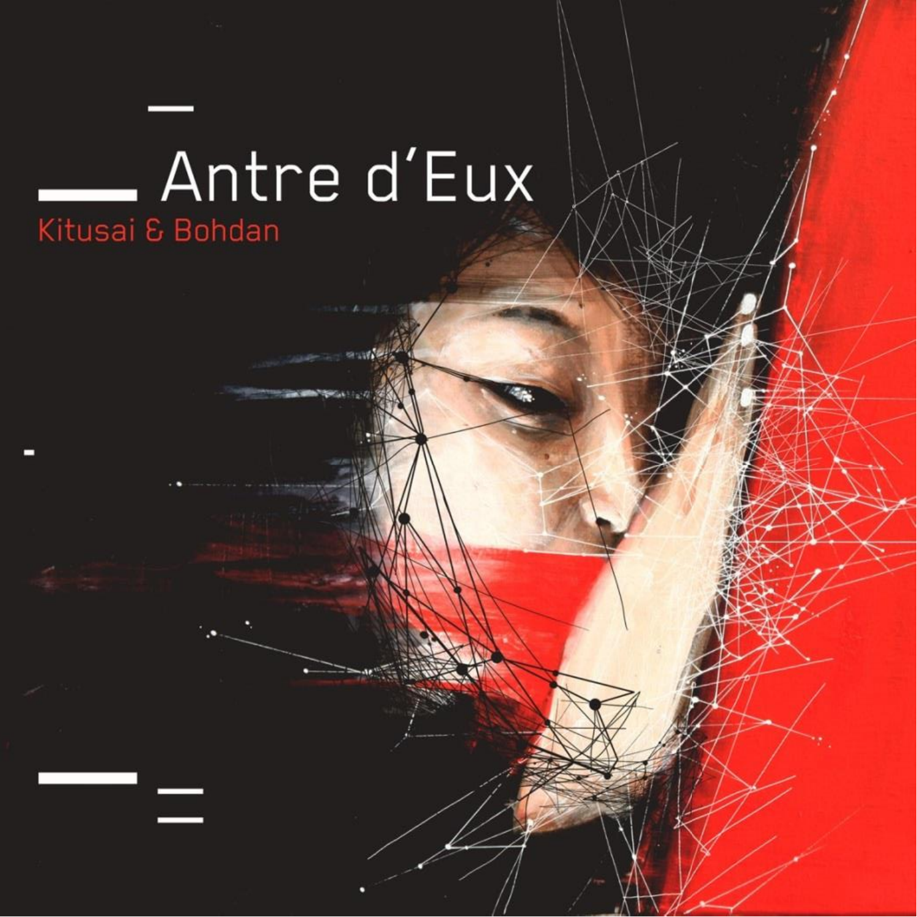# Antre d'Eux

Kitusai & Bohdan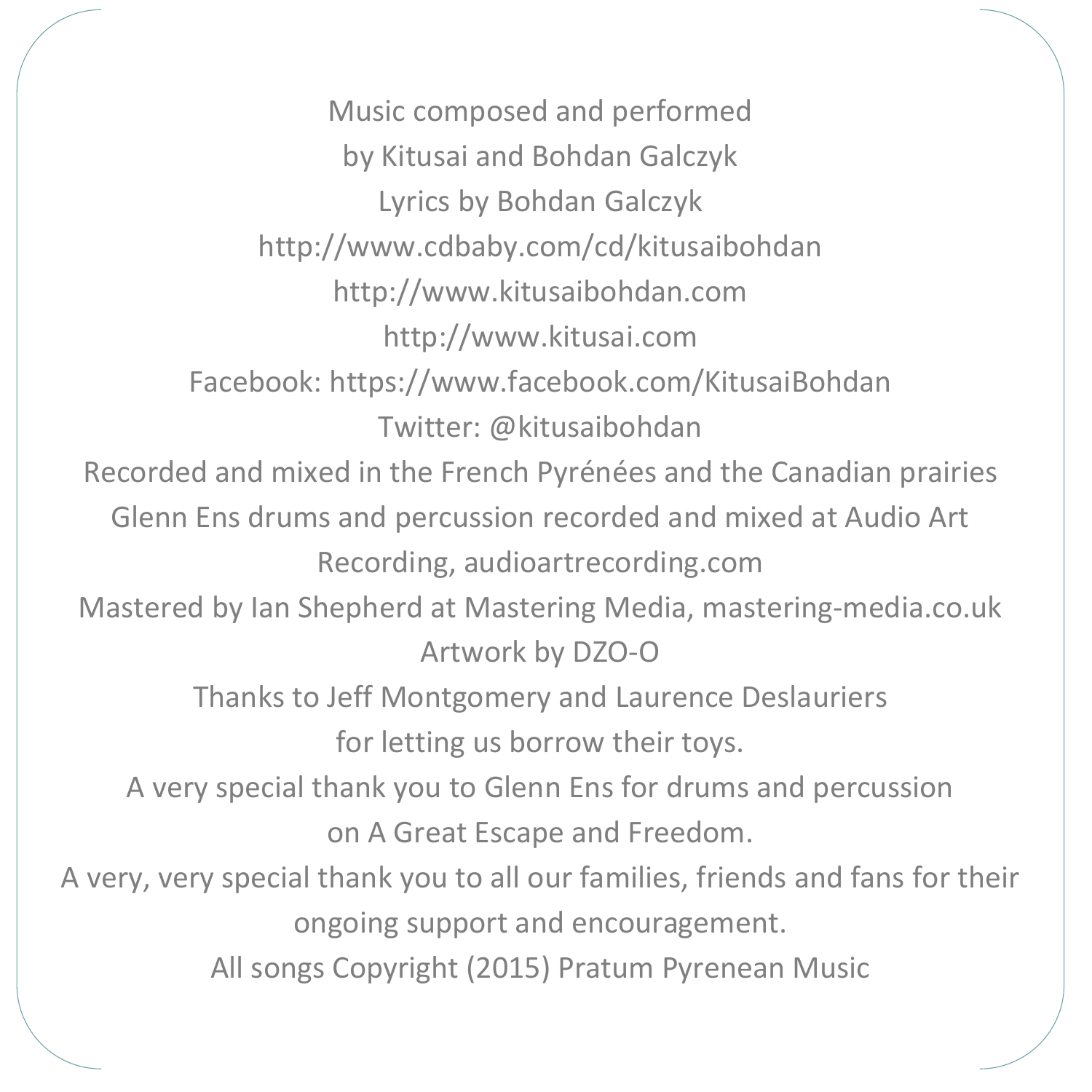Music composed and performed
by Kitusai and Bohdan Galczyk
Lyrics by Bohdan Galczyk
http://www.cdbaby.com/cd/kitusaibohdan
http://www.kitusaibohdan.com
http://www.kitusai.com
Facebook: https://www.facebook.com/KitusaiBohdan
Twitter: @kitusaibohdan
Recorded and mixed in the French Pyrénées and the Canadian prairies
Glenn Ens drums and percussion recorded and mixed at Audio Art Recording, audioartrecording.com
Mastered by Ian Shepherd at Mastering Media, mastering-media.co.uk
Artwork by DZO-O
Thanks to Jeff Montgomery and Laurence Deslauriers
for letting us borrow their toys.
A very special thank you to Glenn Ens for drums and percussion
on A Great Escape and Freedom.
A very, very special thank you to all our families, friends and fans for their ongoing support and encouragement.
All songs Copyright (2015) Pratum Pyrenean Music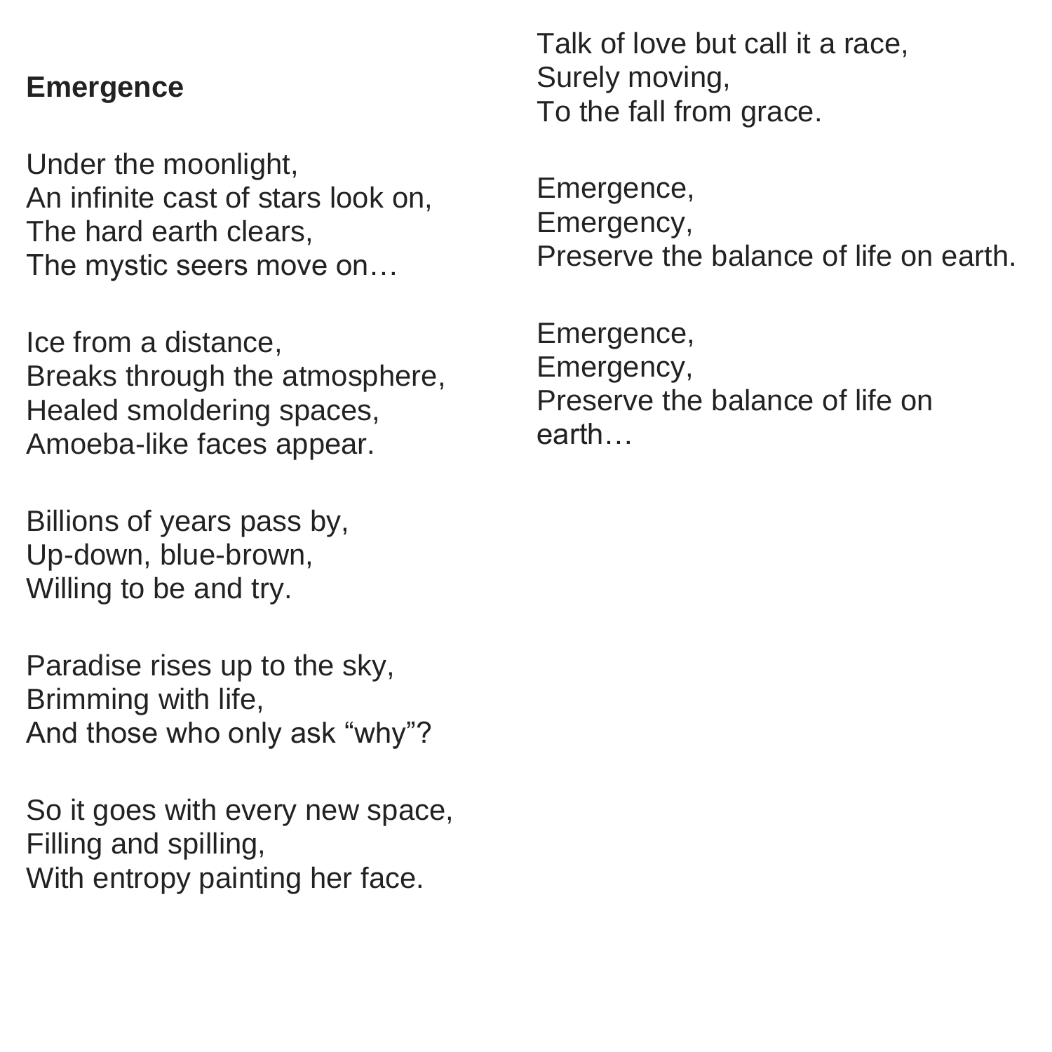**Emergence**

Under the moonlight,
An infinite cast of stars look on,
The hard earth clears,
The mystic seers move on…

Ice from a distance,
Breaks through the atmosphere,
Healed smoldering spaces,
Amoeba-like faces appear.

Billions of years pass by,
Up-down, blue-brown,
Willing to be and try.

Paradise rises up to the sky,
Brimming with life,
And those who only ask “why”?

So it goes with every new space,
Filling and spilling,
With entropy painting her face.

Talk of love but call it a race,
Surely moving,
To the fall from grace.

Emergence,
Emergency,
Preserve the balance of life on earth.

Emergence,
Emergency,
Preserve the balance of life on earth…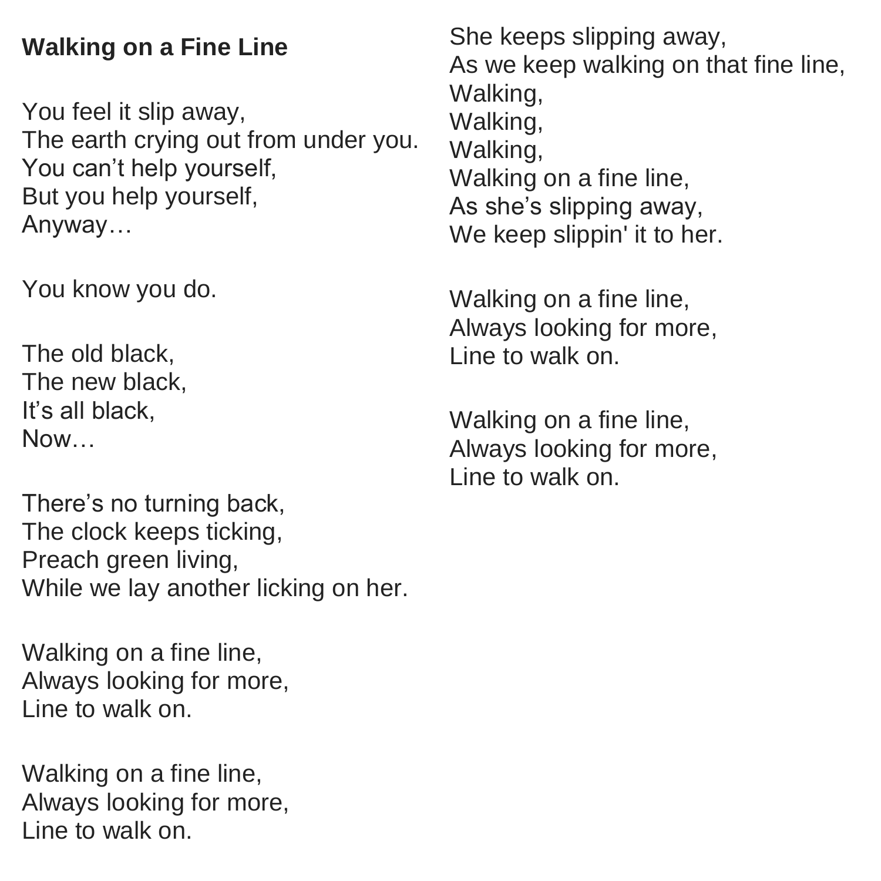**Walking on a Fine Line**

You feel it slip away,
The earth crying out from under you.
You can't help yourself,
But you help yourself,
Anyway…

You know you do.

The old black,
The new black,
It's all black,
Now…

There's no turning back,
The clock keeps ticking,
Preach green living,
While we lay another licking on her.

Walking on a fine line,
Always looking for more,
Line to walk on.

Walking on a fine line,
Always looking for more,
Line to walk on.

She keeps slipping away,
As we keep walking on that fine line,
Walking,
Walking,
Walking,
Walking on a fine line,
As she's slipping away,
We keep slippin' it to her.

Walking on a fine line,
Always looking for more,
Line to walk on.

Walking on a fine line,
Always looking for more,
Line to walk on.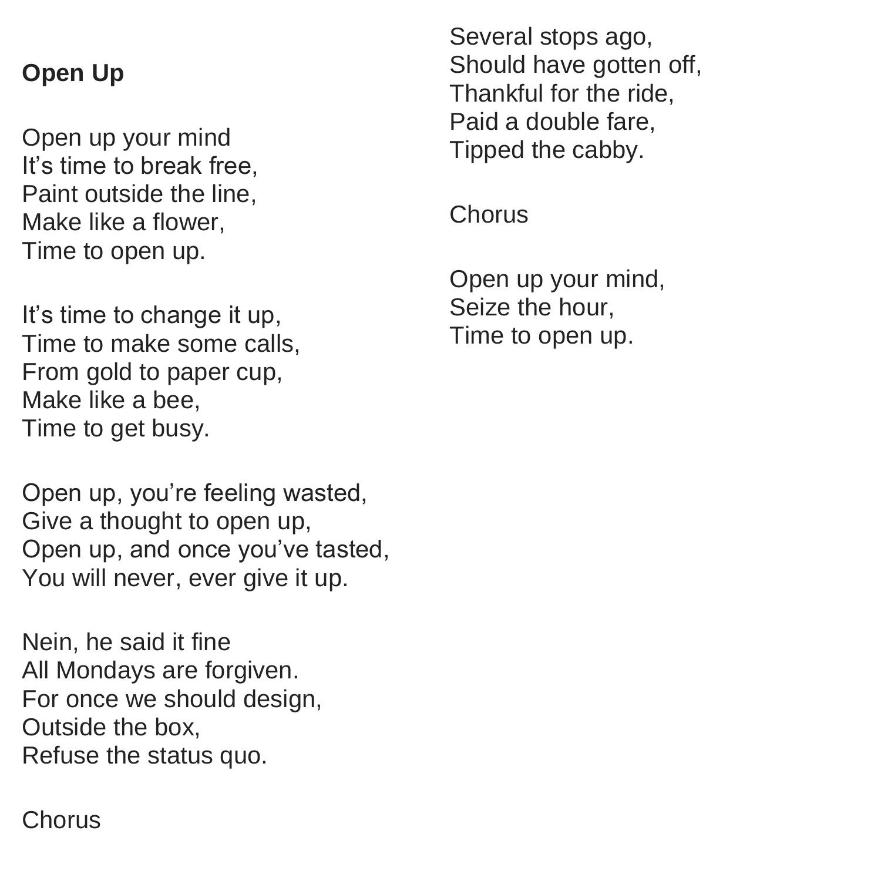**Open Up**

Open up your mind
It's time to break free,
Paint outside the line,
Make like a flower,
Time to open up.

It's time to change it up,
Time to make some calls,
From gold to paper cup,
Make like a bee,
Time to get busy.

Open up, you're feeling wasted,
Give a thought to open up,
Open up, and once you've tasted,
You will never, ever give it up.

Nein, he said it fine
All Mondays are forgiven.
For once we should design,
Outside the box,
Refuse the status quo.

Chorus

Several stops ago,
Should have gotten off,
Thankful for the ride,
Paid a double fare,
Tipped the cabby.

Chorus

Open up your mind,
Seize the hour,
Time to open up.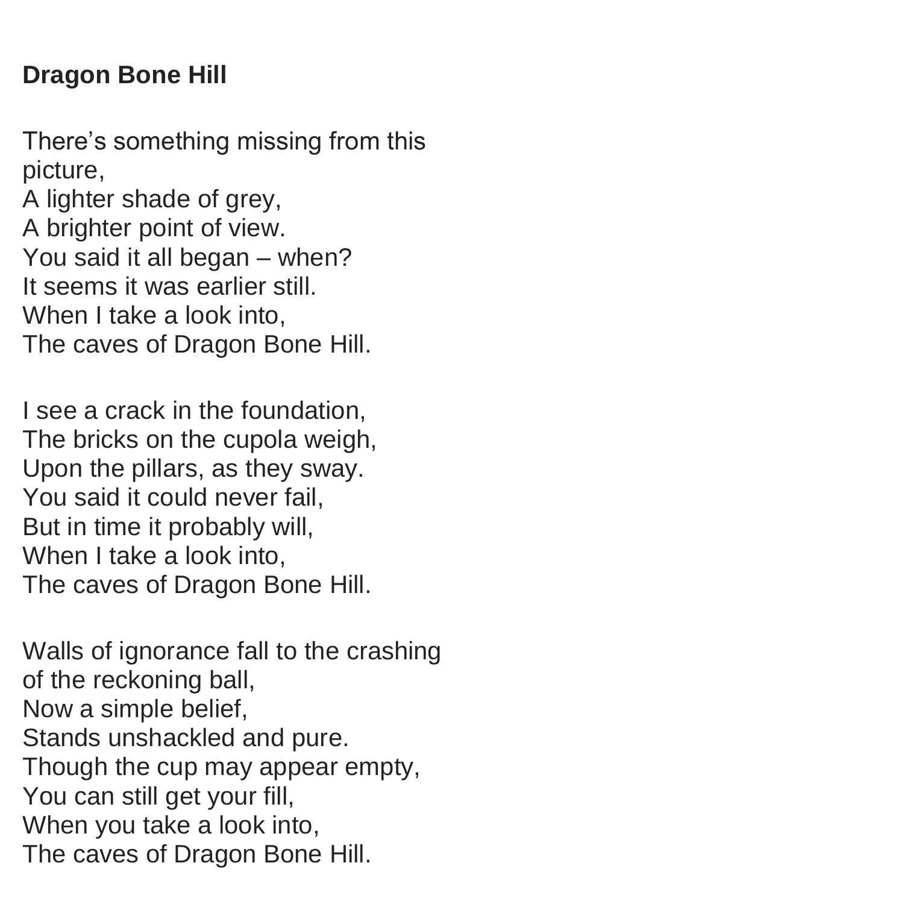**Dragon Bone Hill**

There's something missing from this picture,
A lighter shade of grey,
A brighter point of view.
You said it all began – when?
It seems it was earlier still.
When I take a look into,
The caves of Dragon Bone Hill.

I see a crack in the foundation,
The bricks on the cupola weigh,
Upon the pillars, as they sway.
You said it could never fail,
But in time it probably will,
When I take a look into,
The caves of Dragon Bone Hill.

Walls of ignorance fall to the crashing of the reckoning ball,
Now a simple belief,
Stands unshackled and pure.
Though the cup may appear empty,
You can still get your fill,
When you take a look into,
The caves of Dragon Bone Hill.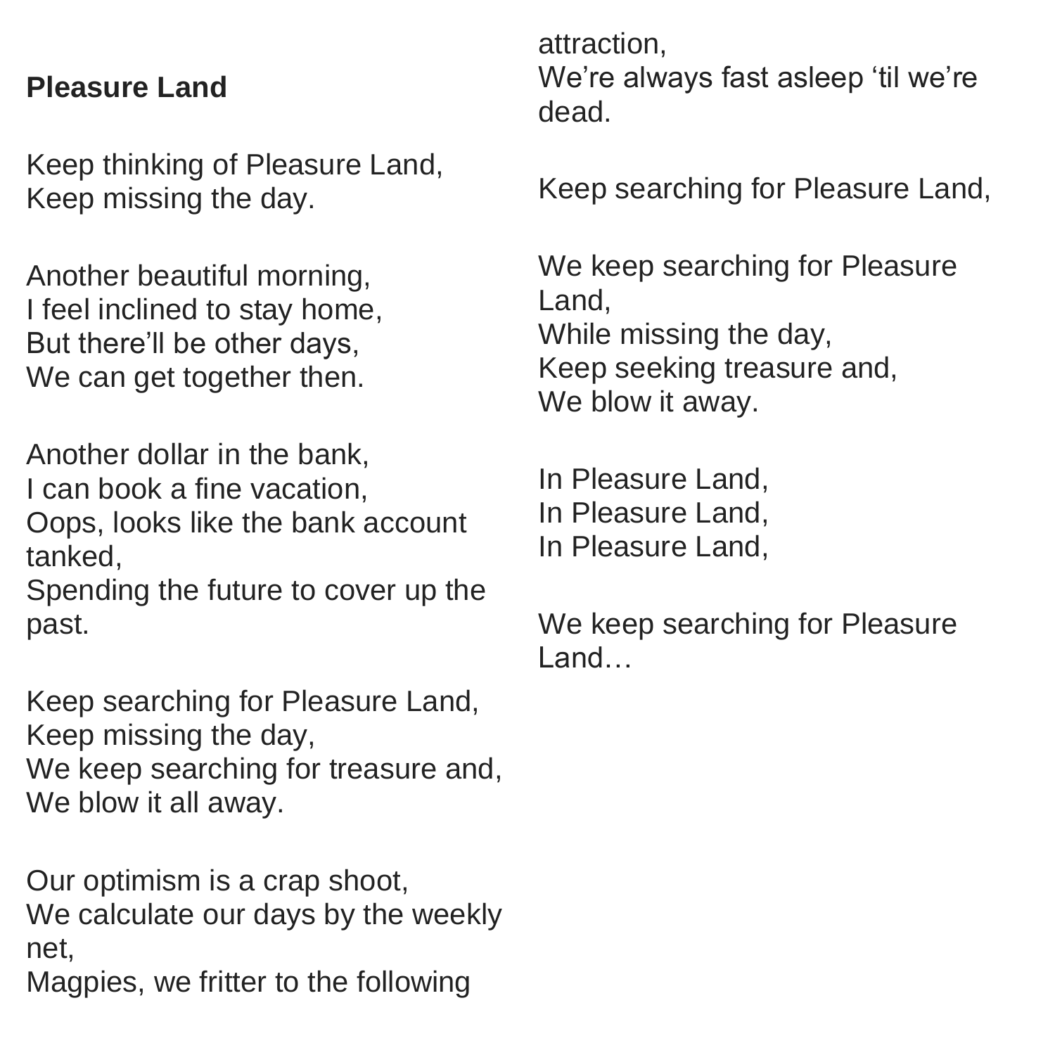**Pleasure Land**

Keep thinking of Pleasure Land,  
Keep missing the day.

Another beautiful morning,  
I feel inclined to stay home,  
But there'll be other days,  
We can get together then.

Another dollar in the bank,  
I can book a fine vacation,  
Oops, looks like the bank account tanked,  
Spending the future to cover up the past.

Keep searching for Pleasure Land,  
Keep missing the day,  
We keep searching for treasure and,  
We blow it all away.

Our optimism is a crap shoot,  
We calculate our days by the weekly net,  
Magpies, we fritter to the following attraction,  
We're always fast asleep 'til we're dead.

Keep searching for Pleasure Land,

We keep searching for Pleasure Land,  
While missing the day,  
Keep seeking treasure and,  
We blow it away.

In Pleasure Land,  
In Pleasure Land,  
In Pleasure Land,

We keep searching for Pleasure Land…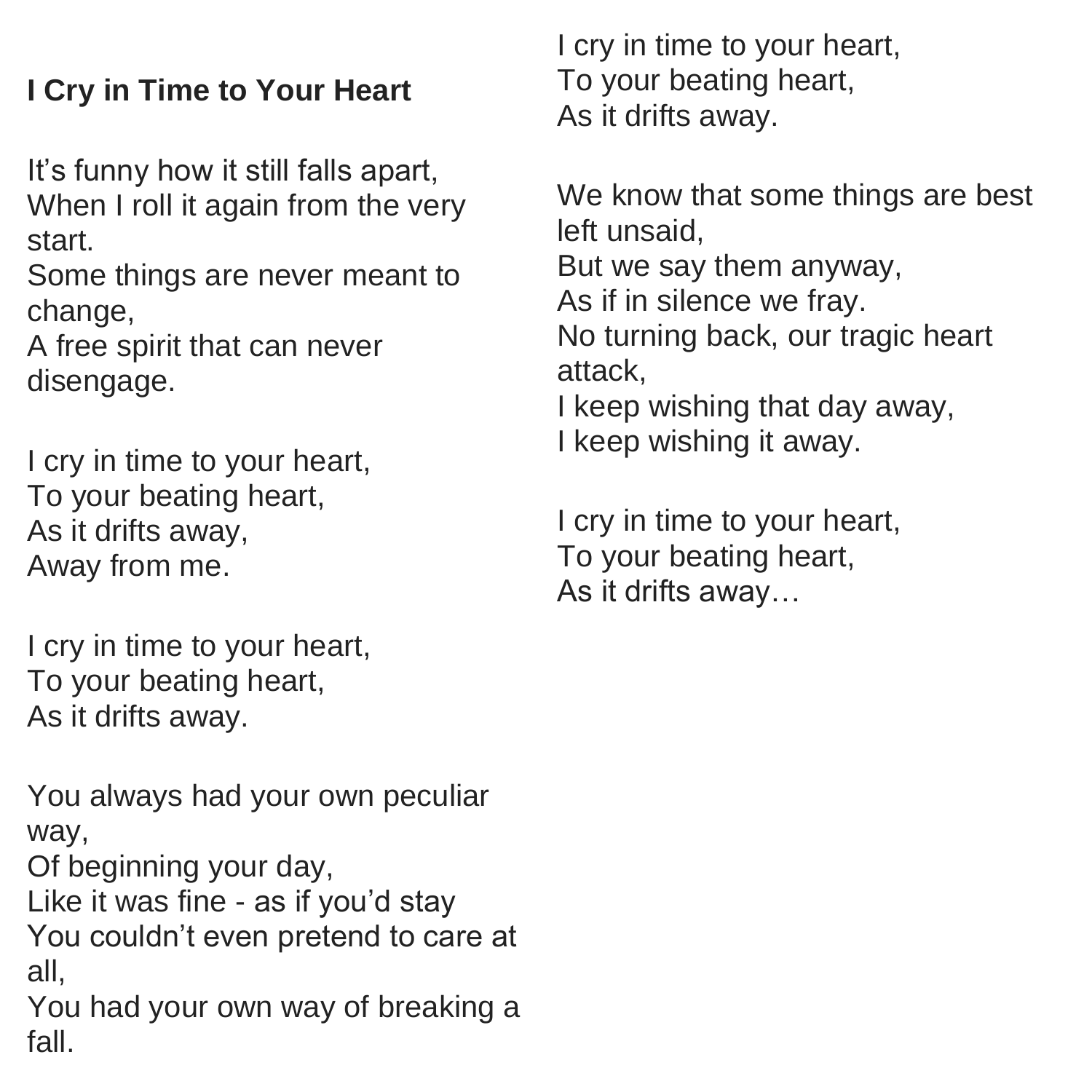**I Cry in Time to Your Heart**

It's funny how it still falls apart,
When I roll it again from the very start.
Some things are never meant to change,
A free spirit that can never disengage.

I cry in time to your heart,
To your beating heart,
As it drifts away,
Away from me.

I cry in time to your heart,
To your beating heart,
As it drifts away.

You always had your own peculiar way,
Of beginning your day,
Like it was fine - as if you'd stay
You couldn't even pretend to care at all,
You had your own way of breaking a fall.

I cry in time to your heart,
To your beating heart,
As it drifts away.

We know that some things are best left unsaid,
But we say them anyway,
As if in silence we fray.
No turning back, our tragic heart attack,
I keep wishing that day away,
I keep wishing it away.

I cry in time to your heart,
To your beating heart,
As it drifts away…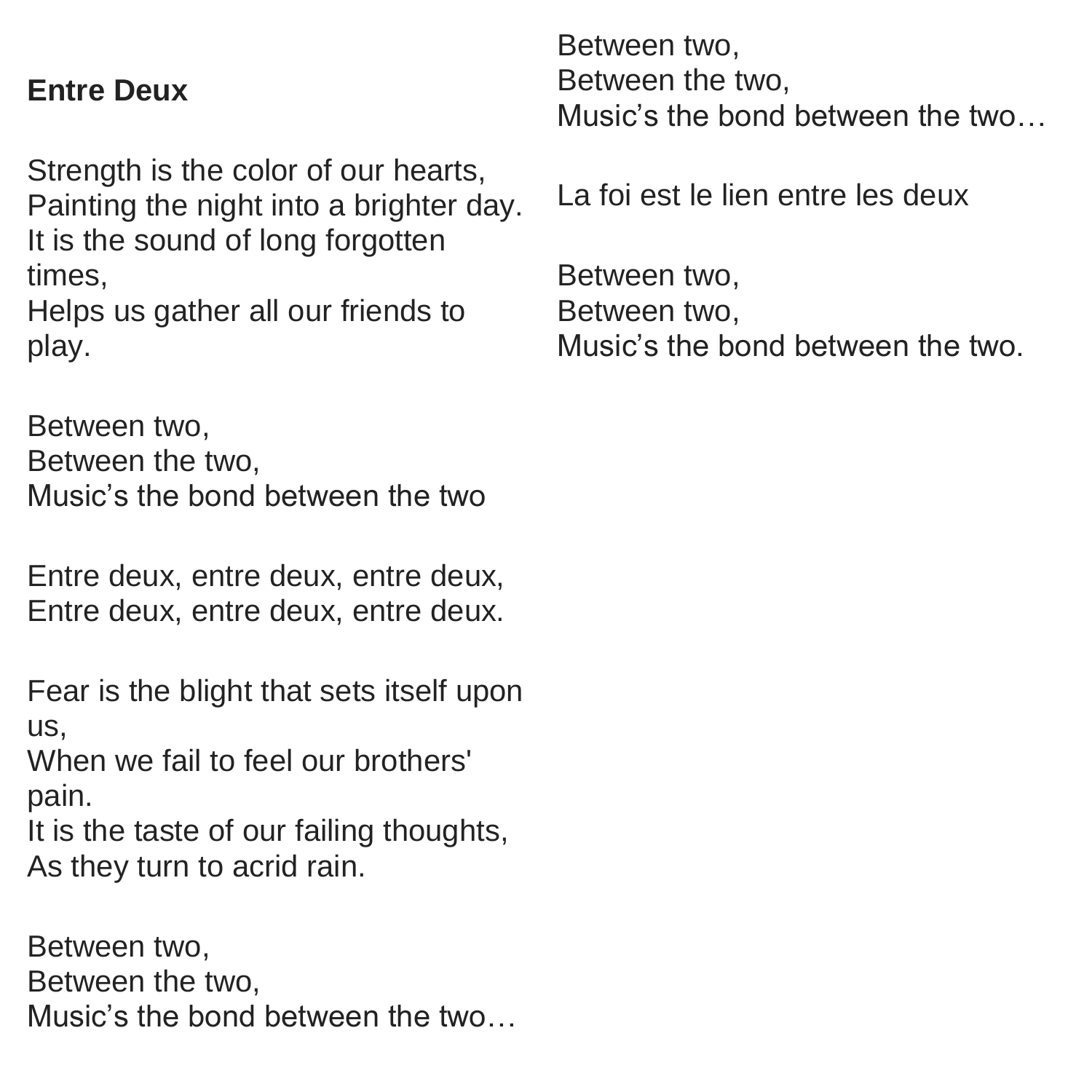**Entre Deux**

Strength is the color of our hearts,
Painting the night into a brighter day.
It is the sound of long forgotten times,
Helps us gather all our friends to play.

Between two,
Between the two,
Music's the bond between the two

Entre deux, entre deux, entre deux,
Entre deux, entre deux, entre deux.

Fear is the blight that sets itself upon us,
When we fail to feel our brothers' pain.
It is the taste of our failing thoughts,
As they turn to acrid rain.

Between two,
Between the two,
Music's the bond between the two…

Between two,
Between the two,
Music's the bond between the two…

La foi est le lien entre les deux

Between two,
Between two,
Music's the bond between the two.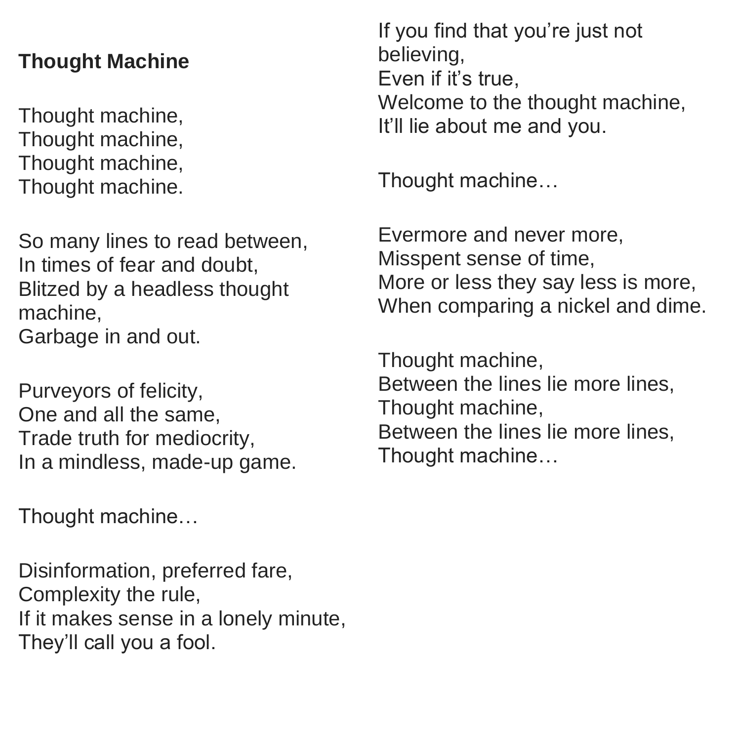**Thought Machine**

Thought machine,
Thought machine,
Thought machine,
Thought machine.

So many lines to read between,
In times of fear and doubt,
Blitzed by a headless thought machine,
Garbage in and out.

Purveyors of felicity,
One and all the same,
Trade truth for mediocrity,
In a mindless, made-up game.

Thought machine…

Disinformation, preferred fare,
Complexity the rule,
If it makes sense in a lonely minute,
They'll call you a fool.

If you find that you're just not believing,
Even if it's true,
Welcome to the thought machine,
It'll lie about me and you.

Thought machine…

Evermore and never more,
Misspent sense of time,
More or less they say less is more,
When comparing a nickel and dime.

Thought machine,
Between the lines lie more lines,
Thought machine,
Between the lines lie more lines,
Thought machine…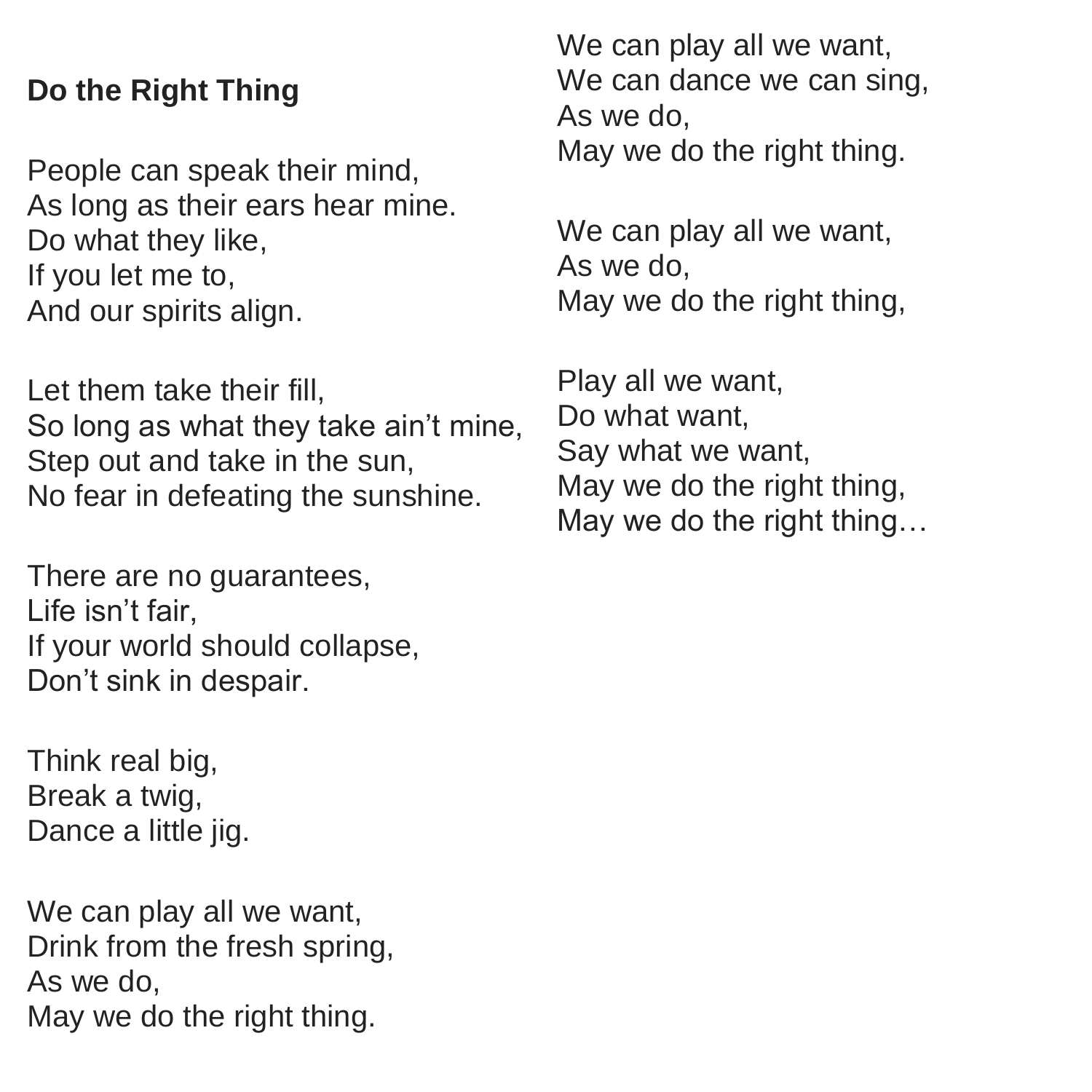## Do the Right Thing

People can speak their mind,  
As long as their ears hear mine.  
Do what they like,  
If you let me to,  
And our spirits align.

Let them take their fill,  
So long as what they take ain't mine,  
Step out and take in the sun,  
No fear in defeating the sunshine.

There are no guarantees,  
Life isn't fair,  
If your world should collapse,  
Don't sink in despair.

Think real big,  
Break a twig,  
Dance a little jig.

We can play all we want,  
Drink from the fresh spring,  
As we do,  
May we do the right thing.

We can play all we want,  
We can dance we can sing,  
As we do,  
May we do the right thing.

We can play all we want,  
As we do,  
May we do the right thing,

Play all we want,  
Do what want,  
Say what we want,  
May we do the right thing,  
May we do the right thing…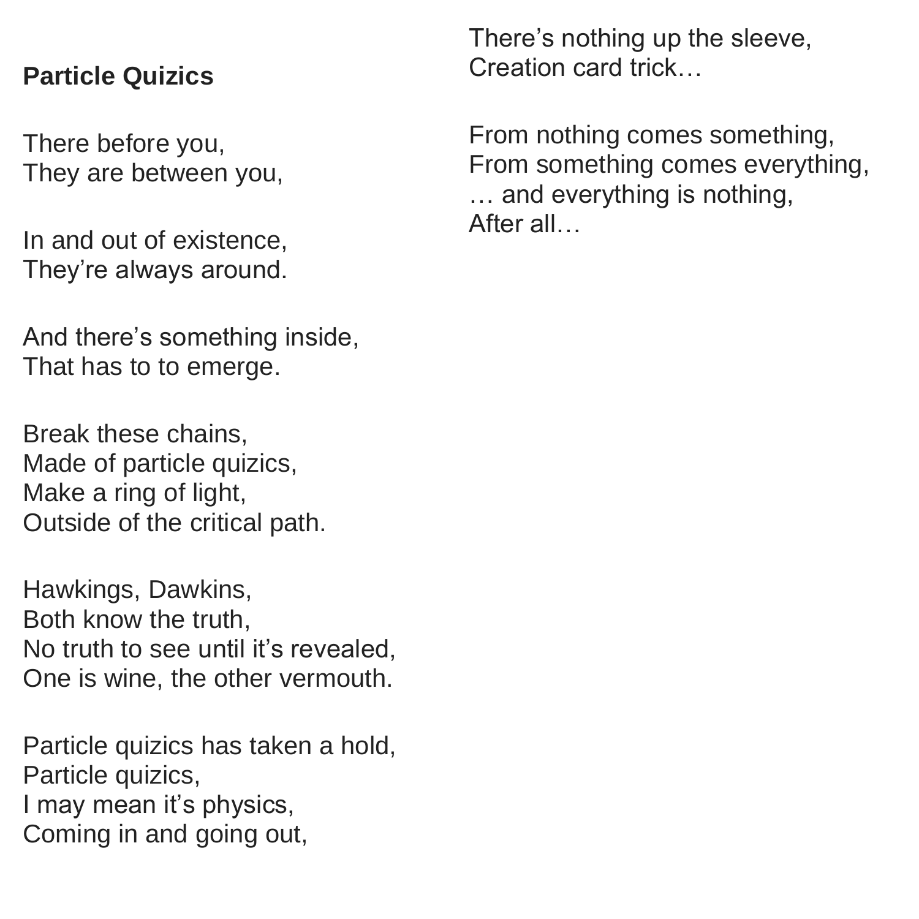**Particle Quizics**

There before you,  
They are between you,

In and out of existence,  
They're always around.

And there's something inside,  
That has to to emerge.

Break these chains,  
Made of particle quizics,  
Make a ring of light,  
Outside of the critical path.

Hawkings, Dawkins,  
Both know the truth,  
No truth to see until it's revealed,  
One is wine, the other vermouth.

Particle quizics has taken a hold,  
Particle quizics,  
I may mean it's physics,  
Coming in and going out,

There's nothing up the sleeve,  
Creation card trick…

From nothing comes something,  
From something comes everything,  
… and everything is nothing,  
After all…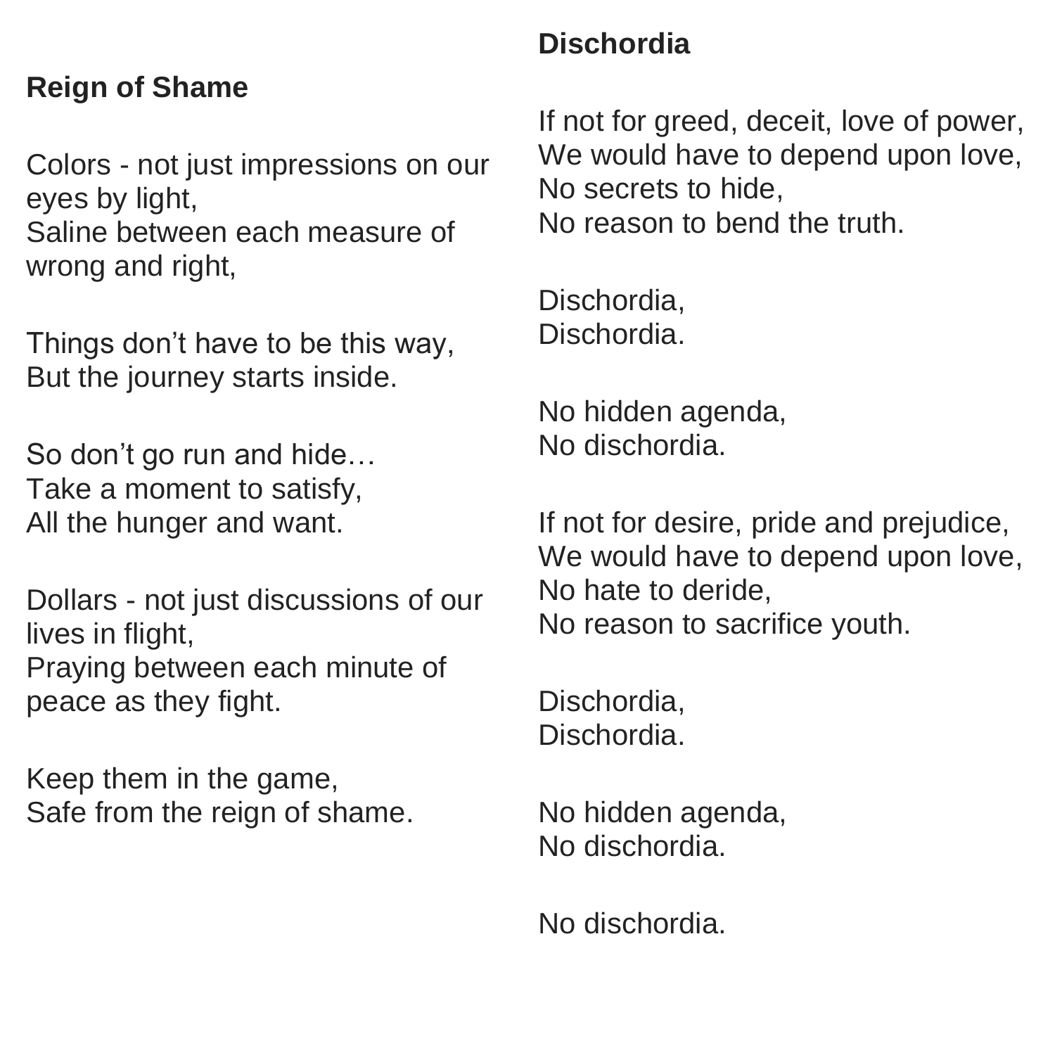## Reign of Shame

Colors - not just impressions on our eyes by light,
Saline between each measure of wrong and right,

Things don't have to be this way,
But the journey starts inside.

So don't go run and hide…
Take a moment to satisfy,
All the hunger and want.

Dollars - not just discussions of our lives in flight,
Praying between each minute of peace as they fight.

Keep them in the game,
Safe from the reign of shame.

## Dischordia

If not for greed, deceit, love of power,
We would have to depend upon love,
No secrets to hide,
No reason to bend the truth.

Dischordia,
Dischordia.

No hidden agenda,
No dischordia.

If not for desire, pride and prejudice,
We would have to depend upon love,
No hate to deride,
No reason to sacrifice youth.

Dischordia,
Dischordia.

No hidden agenda,
No dischordia.

No dischordia.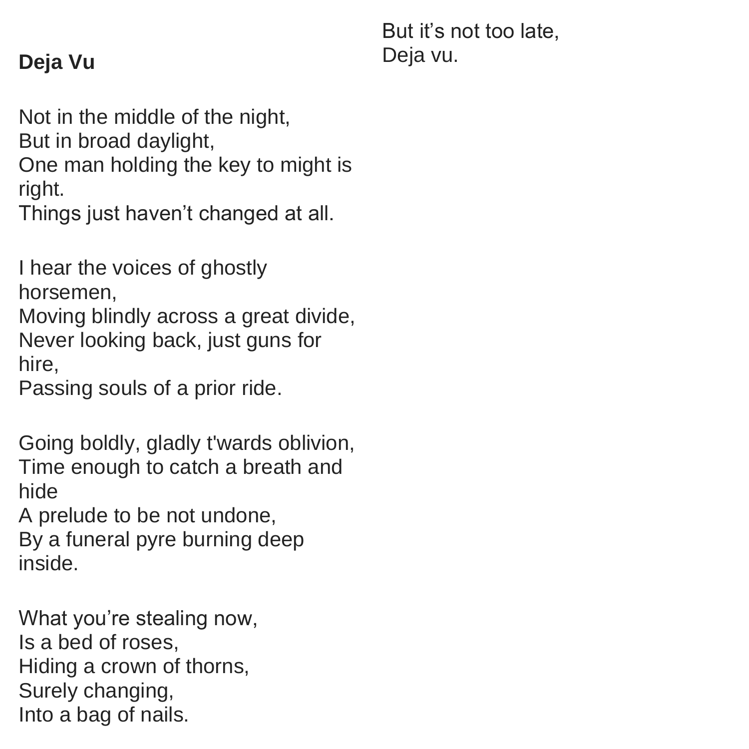**Deja Vu**

Not in the middle of the night,
But in broad daylight,
One man holding the key to might is right.
Things just haven’t changed at all.

I hear the voices of ghostly horsemen,
Moving blindly across a great divide,
Never looking back, just guns for hire,
Passing souls of a prior ride.

Going boldly, gladly t'wards oblivion,
Time enough to catch a breath and hide
A prelude to be not undone,
By a funeral pyre burning deep inside.

What you’re stealing now,
Is a bed of roses,
Hiding a crown of thorns,
Surely changing,
Into a bag of nails.

But it’s not too late,
Deja vu.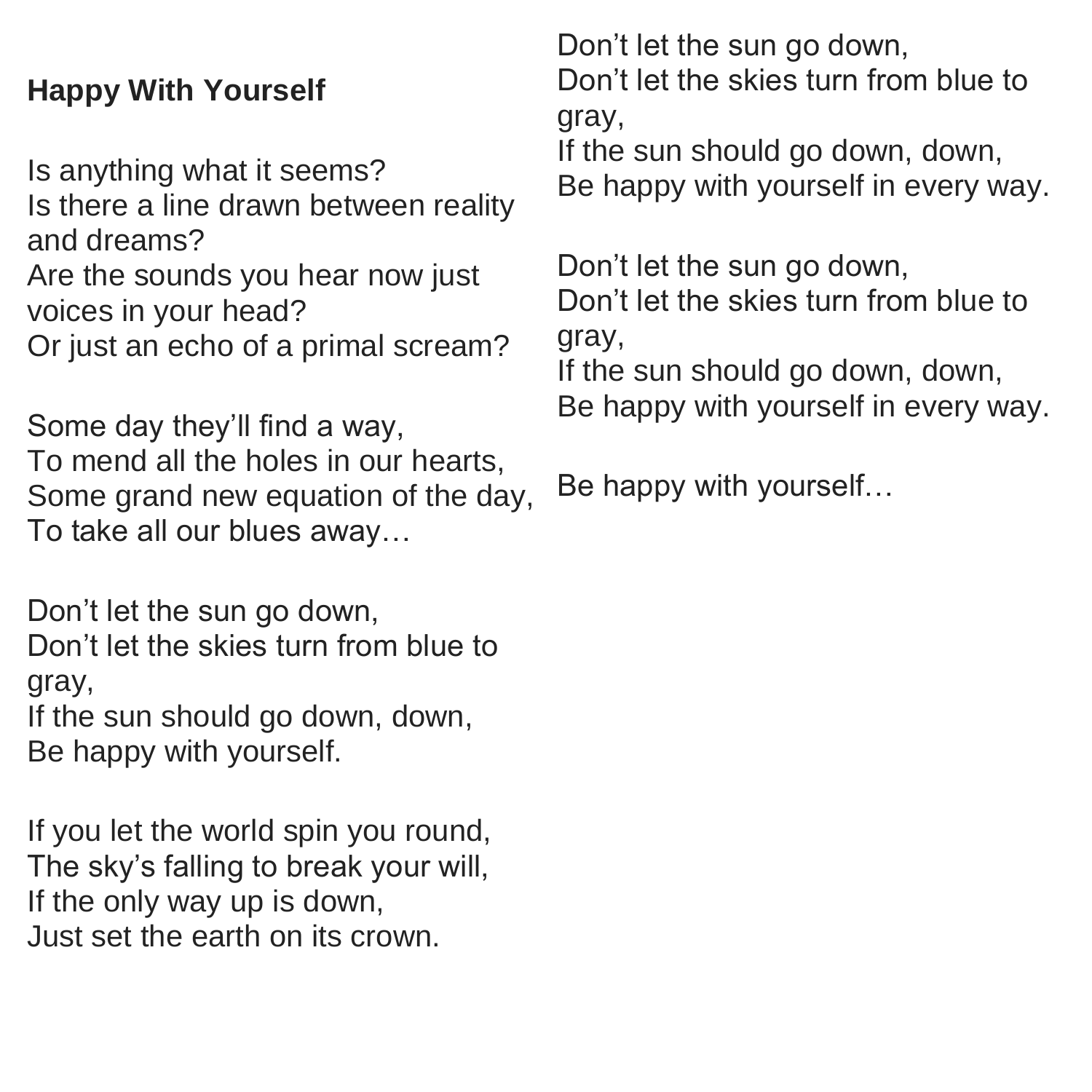**Happy With Yourself**

Is anything what it seems?
Is there a line drawn between reality and dreams?
Are the sounds you hear now just voices in your head?
Or just an echo of a primal scream?

Some day they'll find a way,
To mend all the holes in our hearts,
Some grand new equation of the day,
To take all our blues away…

Don't let the sun go down,
Don't let the skies turn from blue to gray,
If the sun should go down, down,
Be happy with yourself.

If you let the world spin you round,
The sky's falling to break your will,
If the only way up is down,
Just set the earth on its crown.

Don't let the sun go down,
Don't let the skies turn from blue to gray,
If the sun should go down, down,
Be happy with yourself in every way.

Don't let the sun go down,
Don't let the skies turn from blue to gray,
If the sun should go down, down,
Be happy with yourself in every way.

Be happy with yourself…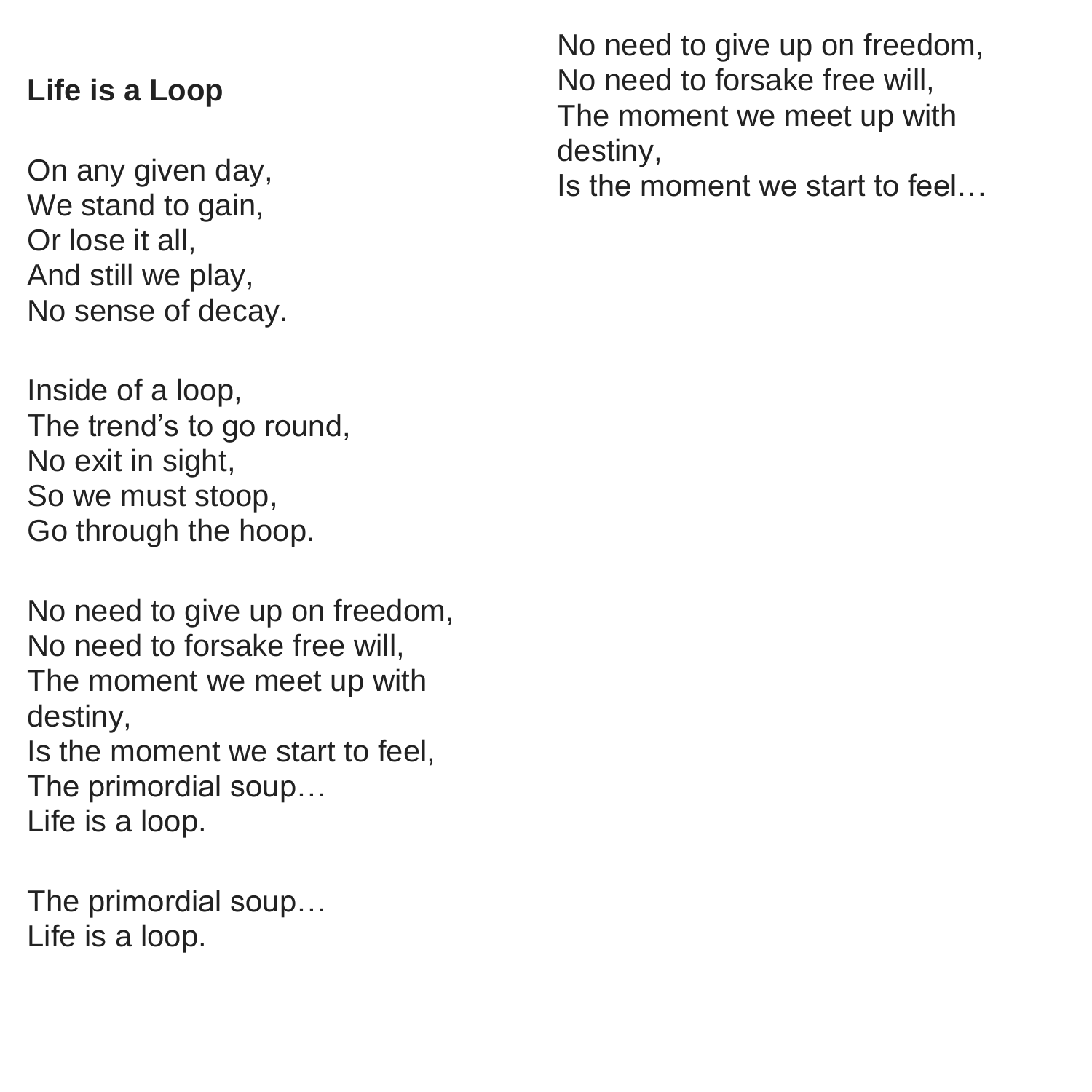**Life is a Loop**

On any given day,  
We stand to gain,  
Or lose it all,  
And still we play,  
No sense of decay.

Inside of a loop,  
The trend's to go round,  
No exit in sight,  
So we must stoop,  
Go through the hoop.

No need to give up on freedom,  
No need to forsake free will,  
The moment we meet up with destiny,  
Is the moment we start to feel,  
The primordial soup…  
Life is a loop.

The primordial soup…  
Life is a loop.

No need to give up on freedom,  
No need to forsake free will,  
The moment we meet up with destiny,  
Is the moment we start to feel…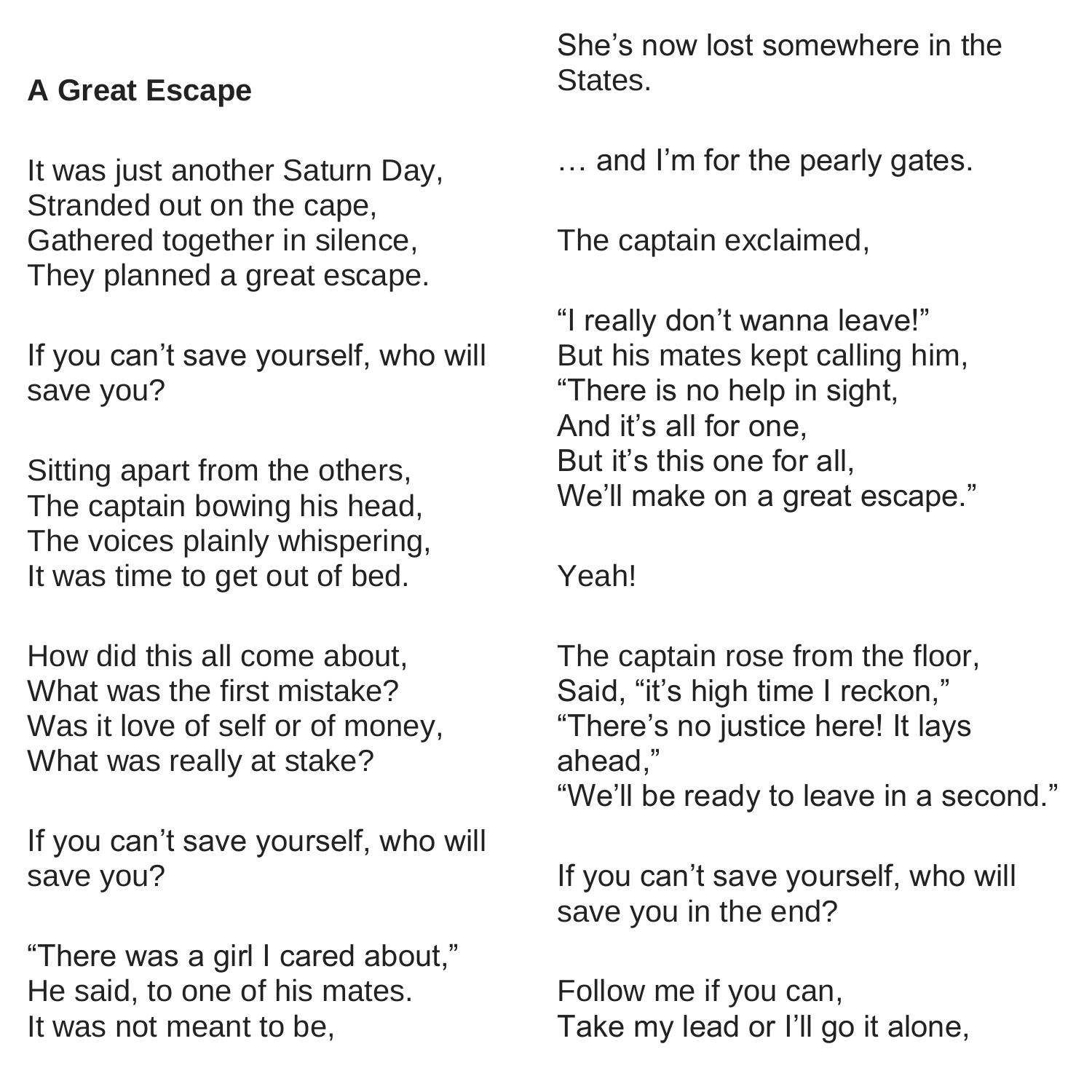**A Great Escape**

It was just another Saturn Day,
Stranded out on the cape,
Gathered together in silence,
They planned a great escape.

If you can't save yourself, who will save you?

Sitting apart from the others,
The captain bowing his head,
The voices plainly whispering,
It was time to get out of bed.

How did this all come about,
What was the first mistake?
Was it love of self or of money,
What was really at stake?

If you can't save yourself, who will save you?

"There was a girl I cared about,"
He said, to one of his mates.
It was not meant to be,
She's now lost somewhere in the States.

… and I'm for the pearly gates.

The captain exclaimed,

"I really don't wanna leave!"
But his mates kept calling him,
"There is no help in sight,
And it's all for one,
But it's this one for all,
We'll make on a great escape."

Yeah!

The captain rose from the floor,
Said, "it's high time I reckon,"
"There's no justice here! It lays ahead,"
"We'll be ready to leave in a second."

If you can't save yourself, who will save you in the end?

Follow me if you can,
Take my lead or I'll go it alone,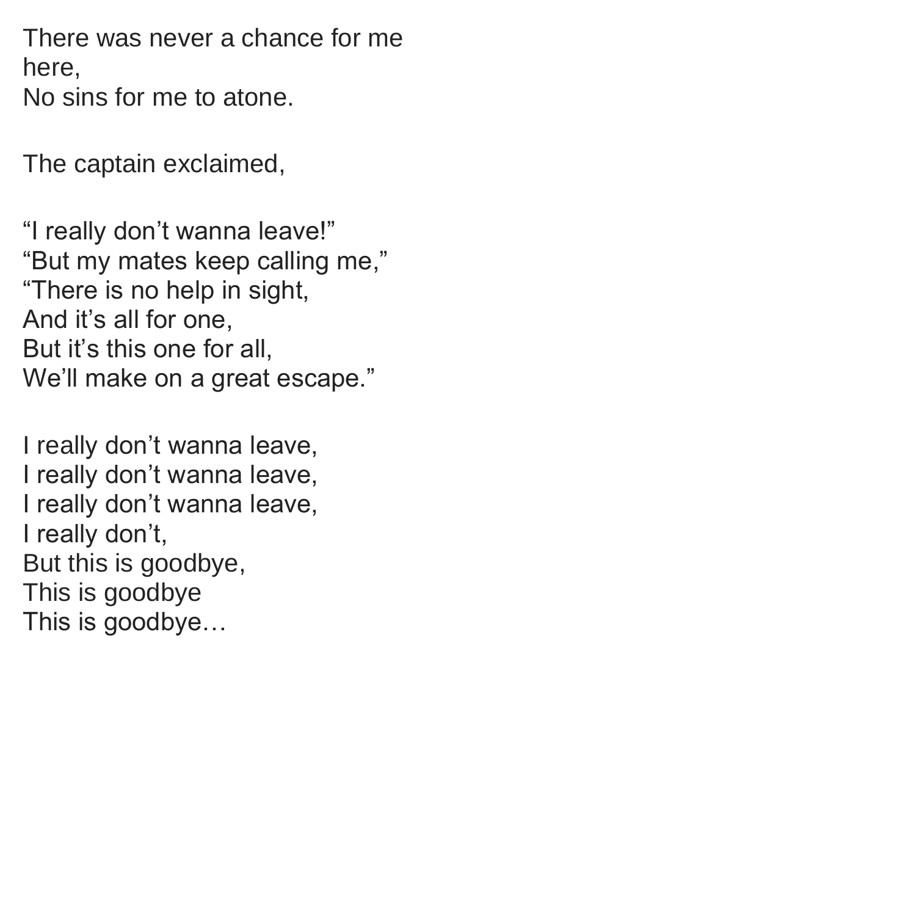There was never a chance for me here,
No sins for me to atone.

The captain exclaimed,

“I really don’t wanna leave!”
“But my mates keep calling me,”
“There is no help in sight,
And it’s all for one,
But it’s this one for all,
We’ll make on a great escape.”

I really don’t wanna leave,
I really don’t wanna leave,
I really don’t wanna leave,
I really don’t,
But this is goodbye,
This is goodbye
This is goodbye…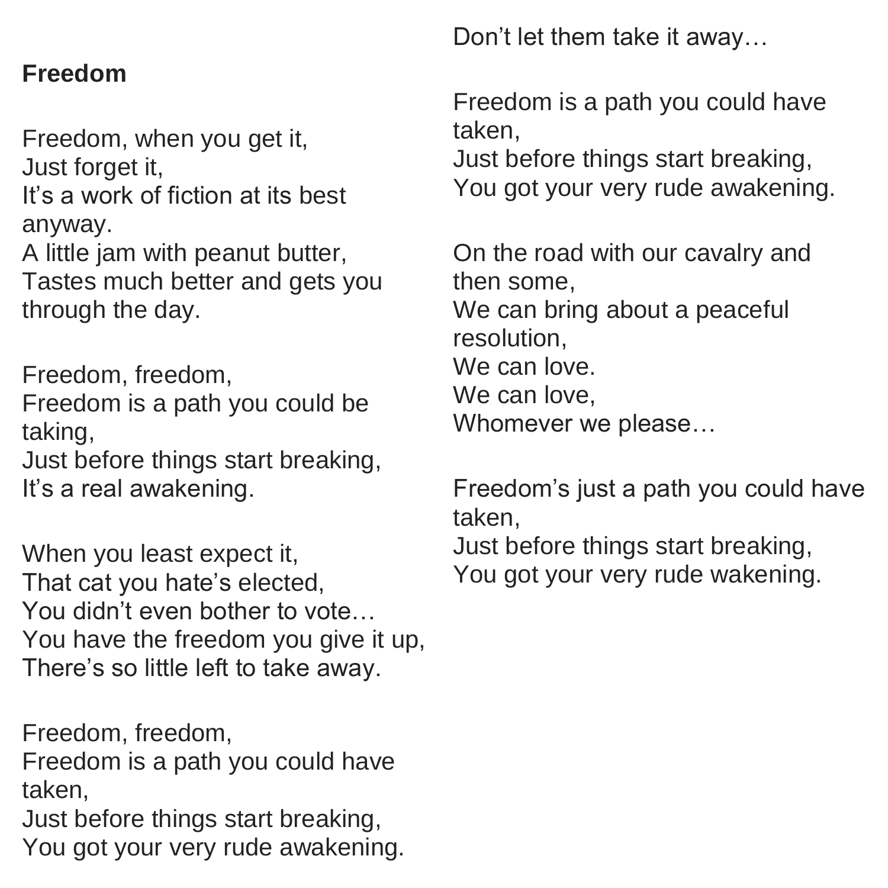**Freedom**

Freedom, when you get it,
Just forget it,
It's a work of fiction at its best anyway.
A little jam with peanut butter,
Tastes much better and gets you through the day.

Freedom, freedom,
Freedom is a path you could be taking,
Just before things start breaking,
It's a real awakening.

When you least expect it,
That cat you hate's elected,
You didn't even bother to vote…
You have the freedom you give it up,
There's so little left to take away.

Freedom, freedom,
Freedom is a path you could have taken,
Just before things start breaking,
You got your very rude awakening.

Don't let them take it away…

Freedom is a path you could have taken,
Just before things start breaking,
You got your very rude awakening.

On the road with our cavalry and then some,
We can bring about a peaceful resolution,
We can love.
We can love,
Whomever we please…

Freedom's just a path you could have taken,
Just before things start breaking,
You got your very rude wakening.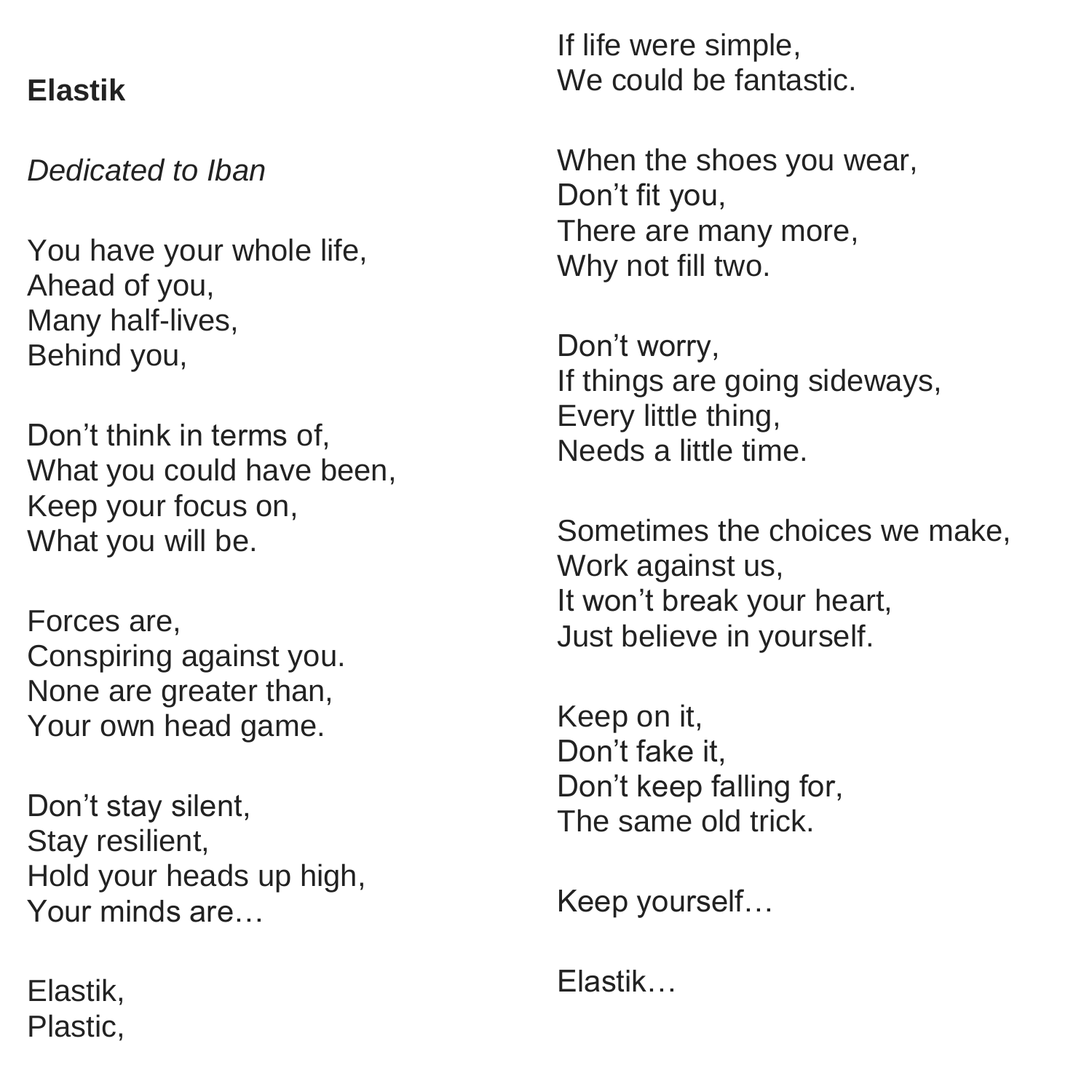**Elastik**

*Dedicated to Iban*

You have your whole life,
Ahead of you,
Many half-lives,
Behind you,

Don't think in terms of,
What you could have been,
Keep your focus on,
What you will be.

Forces are,
Conspiring against you.
None are greater than,
Your own head game.

Don't stay silent,
Stay resilient,
Hold your heads up high,
Your minds are…

Elastik,
Plastic,

If life were simple,
We could be fantastic.

When the shoes you wear,
Don't fit you,
There are many more,
Why not fill two.

Don't worry,
If things are going sideways,
Every little thing,
Needs a little time.

Sometimes the choices we make,
Work against us,
It won't break your heart,
Just believe in yourself.

Keep on it,
Don't fake it,
Don't keep falling for,
The same old trick.

Keep yourself…

Elastik…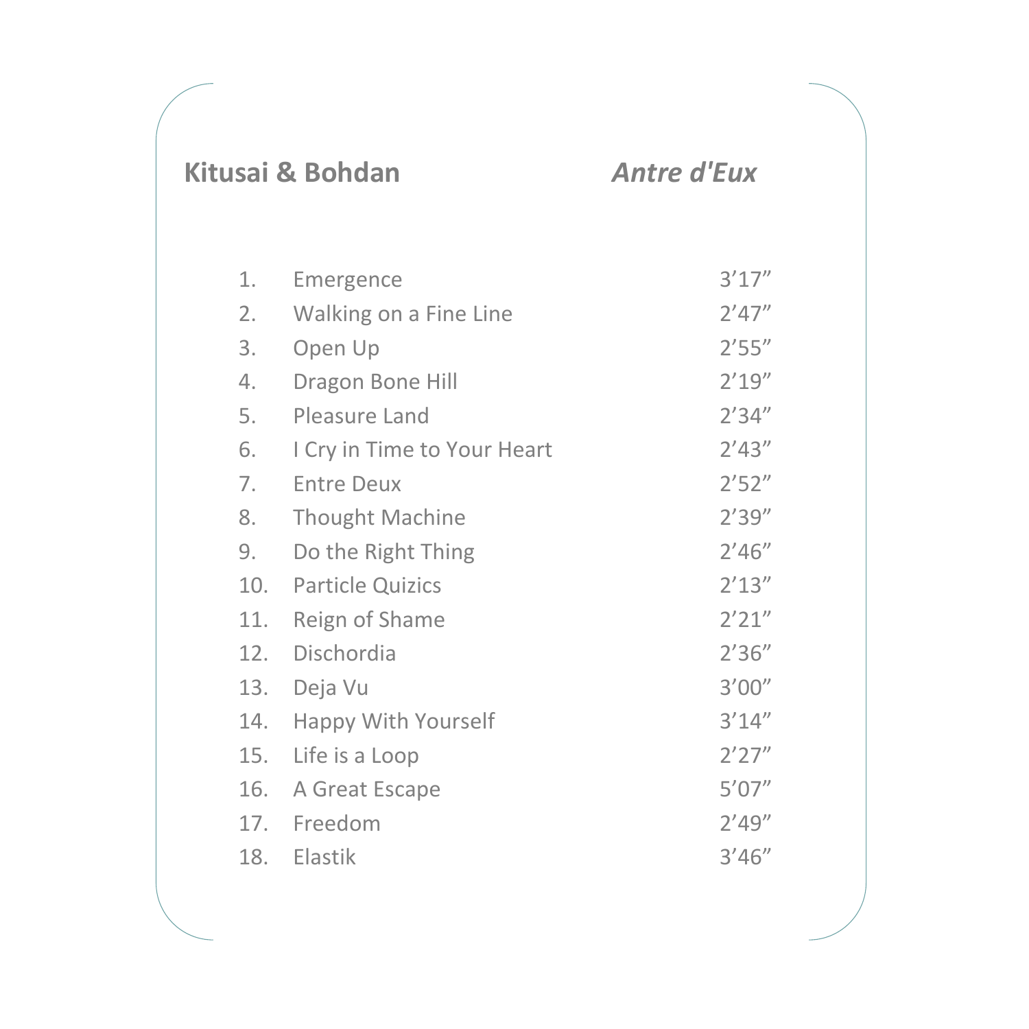**Kitusai & Bohdan** ***Antre d'Eux***

| | | |
|---|---|---|
| 1. | Emergence | 3’17” |
| 2. | Walking on a Fine Line | 2’47” |
| 3. | Open Up | 2’55” |
| 4. | Dragon Bone Hill | 2’19” |
| 5. | Pleasure Land | 2’34” |
| 6. | I Cry in Time to Your Heart | 2’43” |
| 7. | Entre Deux | 2’52” |
| 8. | Thought Machine | 2’39” |
| 9. | Do the Right Thing | 2’46” |
| 10. | Particle Quizics | 2’13” |
| 11. | Reign of Shame | 2’21” |
| 12. | Dischordia | 2’36” |
| 13. | Deja Vu | 3’00” |
| 14. | Happy With Yourself | 3’14” |
| 15. | Life is a Loop | 2’27” |
| 16. | A Great Escape | 5’07” |
| 17. | Freedom | 2’49” |
| 18. | Elastik | 3’46” |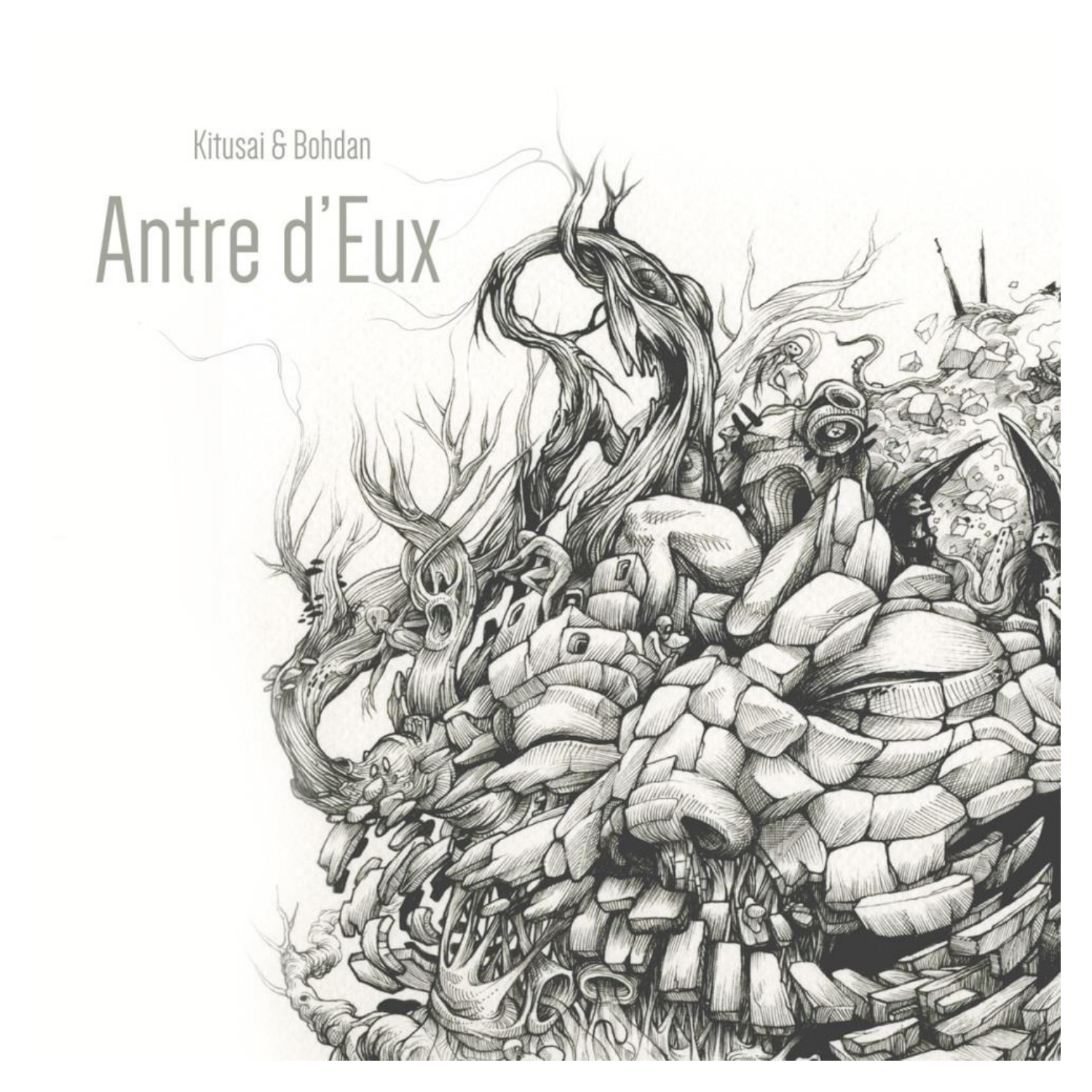Kitusai & Bohdan

# Antre d'Eux